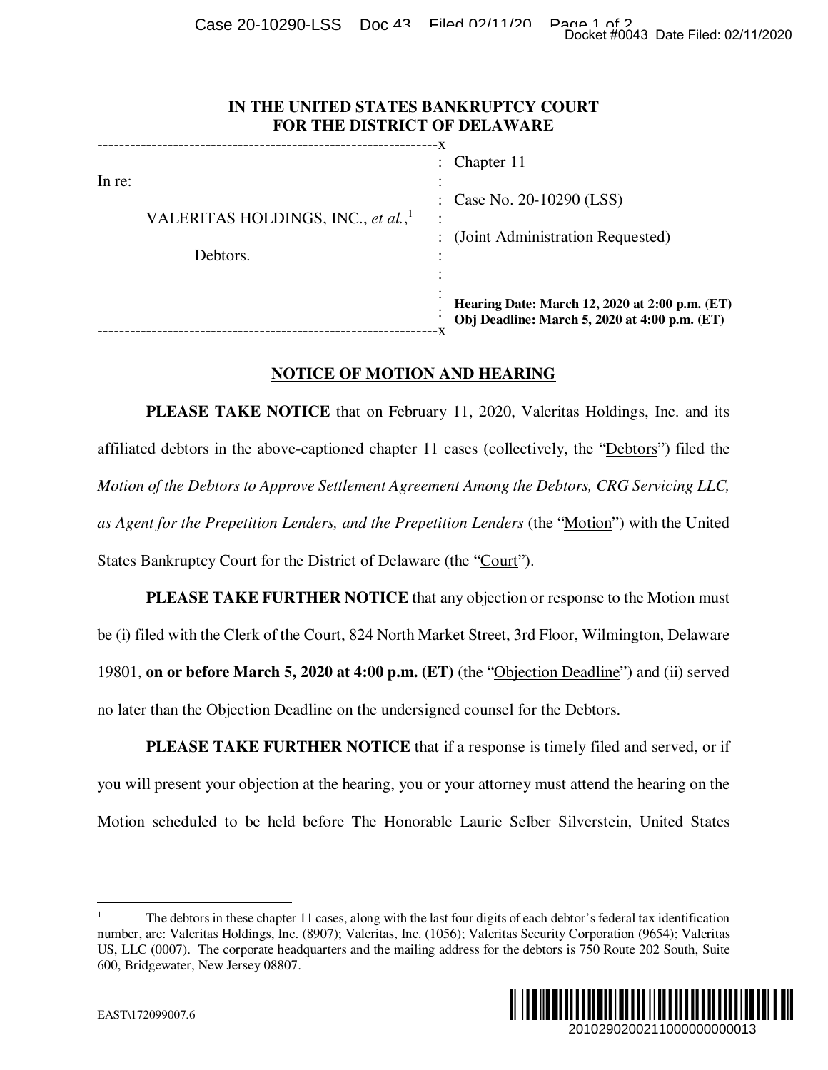# IN THE UNITED STATES BANKRUPTCY COURT FOR THE DISTRICT OF DELAWARE

| | |
|---|---|
| In re: | Chapter 11 |
| VALERITAS HOLDINGS, INC., *et al.*,[1] | Case No. 20-10290 (LSS) |
| Debtors. | (Joint Administration Requested) |
| | **Hearing Date: March 12, 2020 at 2:00 p.m. (ET)** **Obj Deadline: March 5, 2020 at 4:00 p.m. (ET)** |

## NOTICE OF MOTION AND HEARING

**PLEASE TAKE NOTICE** that on February 11, 2020, Valeritas Holdings, Inc. and its affiliated debtors in the above-captioned chapter 11 cases (collectively, the "Debtors") filed the *Motion of the Debtors to Approve Settlement Agreement Among the Debtors, CRG Servicing LLC, as Agent for the Prepetition Lenders, and the Prepetition Lenders* (the "Motion") with the United States Bankruptcy Court for the District of Delaware (the "Court").

**PLEASE TAKE FURTHER NOTICE** that any objection or response to the Motion must be (i) filed with the Clerk of the Court, 824 North Market Street, 3rd Floor, Wilmington, Delaware 19801, **on or before March 5, 2020 at 4:00 p.m. (ET)** (the "Objection Deadline") and (ii) served no later than the Objection Deadline on the undersigned counsel for the Debtors.

**PLEASE TAKE FURTHER NOTICE** that if a response is timely filed and served, or if you will present your objection at the hearing, you or your attorney must attend the hearing on the Motion scheduled to be held before The Honorable Laurie Selber Silverstein, United States

---

[1] The debtors in these chapter 11 cases, along with the last four digits of each debtor's federal tax identification number, are: Valeritas Holdings, Inc. (8907); Valeritas, Inc. (1056); Valeritas Security Corporation (9654); Valeritas US, LLC (0007). The corporate headquarters and the mailing address for the debtors is 750 Route 202 South, Suite 600, Bridgewater, New Jersey 08807.

EAST\172099007.6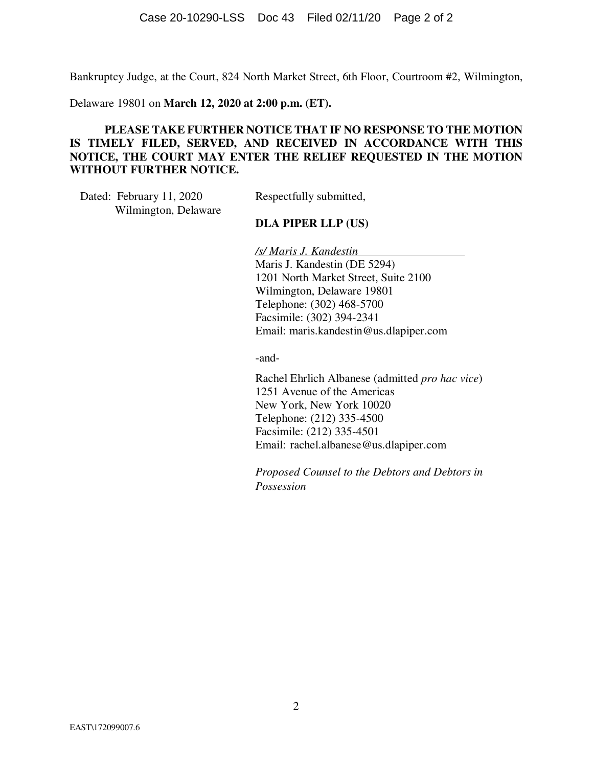Bankruptcy Judge, at the Court, 824 North Market Street, 6th Floor, Courtroom #2, Wilmington, Delaware 19801 on **March 12, 2020 at 2:00 p.m. (ET).**

**PLEASE TAKE FURTHER NOTICE THAT IF NO RESPONSE TO THE MOTION IS TIMELY FILED, SERVED, AND RECEIVED IN ACCORDANCE WITH THIS NOTICE, THE COURT MAY ENTER THE RELIEF REQUESTED IN THE MOTION WITHOUT FURTHER NOTICE.**

Dated: February 11, 2020
Wilmington, Delaware

Respectfully submitted,

**DLA PIPER LLP (US)**

*/s/ Maris J. Kandestin*
Maris J. Kandestin (DE 5294)
1201 North Market Street, Suite 2100
Wilmington, Delaware 19801
Telephone: (302) 468-5700
Facsimile: (302) 394-2341
Email: maris.kandestin@us.dlapiper.com

-and-

Rachel Ehrlich Albanese (admitted *pro hac vice*)
1251 Avenue of the Americas
New York, New York 10020
Telephone: (212) 335-4500
Facsimile: (212) 335-4501
Email: rachel.albanese@us.dlapiper.com

*Proposed Counsel to the Debtors and Debtors in Possession*

EAST\172099007.6